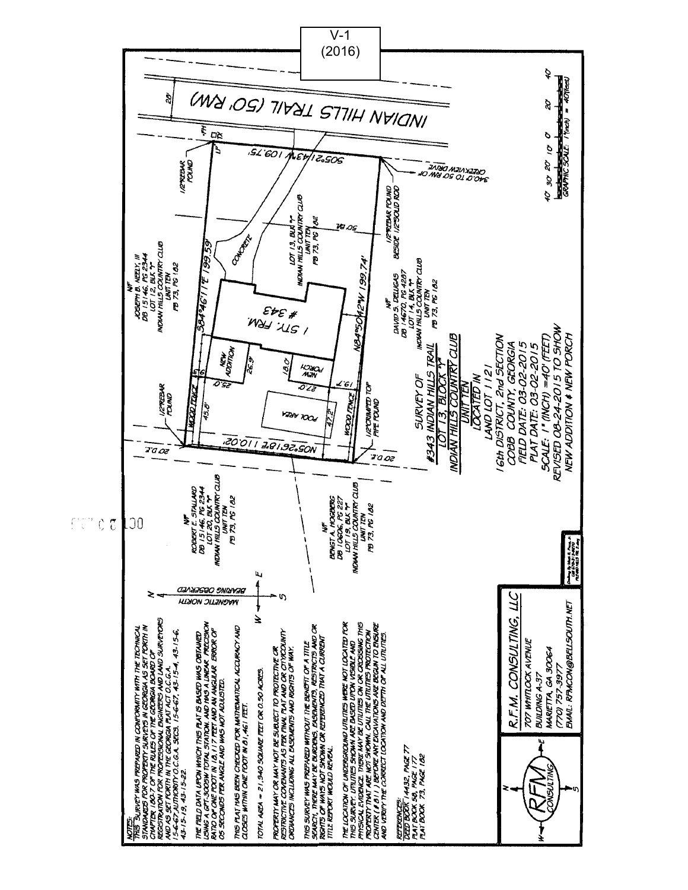V-1
(2016)

INDIAN HILLS TRAIL (50' R/W)

28'

FH
CTX

1/2" REBAR FOUND

S05°21'43"W 109.75'

S84°46'11"E 199.59'

N84°50'42"W 199.74'

N05°26'18"E 110.02'

CONCRETE

1 STY. FRM.
# 343

NEW ADDITION

NEW PORCH

POOL AREA

WOOD FENCE

20' D.E.

1/2" CRIMPED TOP PIPE FOUND

1/2" REBAR FOUND BESIDE 1/2" SOLID ROD

340.0' TO 50' R/W OF CREEKVIEW DRIVE

LOT 13, BLK "Y"
INDIAN HILLS COUNTRY CLUB
UNIT TEN
PB 73, PG 1&2

N/F
JOSEPH B. NEELY, III
DB 15146, PG 2344
LOT 12, BLK "Y"
INDIAN HILLS COUNTRY CLUB
UNIT TEN
PB 73, PG 1&2

N/F
DAVID S. DELIGAS
DB 14670, PG 4287
LOT 14, BLK "Y"
INDIAN HILLS COUNTRY CLUB
UNIT TEN
PB 73, PG 1&2

N/F
ROBERT E. STALLARD
DB 15146, PG 2344
LOT 20, BLK "Y"
INDIAN HILLS COUNTRY CLUB
UNIT TEN
PB 73, PG 1&2

N/F
BENGT A. HOGBERG
DB 10606, PG 227
LOT 19, BLK "Y"
INDIAN HILLS COUNTRY CLUB
UNIT TEN
PB 73, PG 1&2

MAGNETIC NORTH
BEARING OBSERVED

GRAPHIC SCALE: 1"(inch) = 40'(feet)

SURVEY OF
#343 INDIAN HILLS TRAIL
LOT 13, BLOCK "Y"
INDIAN HILLS COUNTRY CLUB
UNIT TEN
LOCATED IN
LAND LOT 1121
16th DISTRICT, 2nd SECTION
COBB COUNTY, GEORGIA
FIELD DATE: 03-02-2015
PLAT DATE: 03-02-2015
SCALE: 1" (INCH) =40' (FEET)
REVISED 08-24-2015 TO SHOW
NEW ADDITION & NEW PORCH

NOTES:
THIS SURVEY WAS PREPARED IN CONFORMITY WITH THE TECHNICAL STANDARDS FOR PROPERTY SURVEYS IN GEORGIA AS SET FORTH IN CHAPTER 180-7 OF THE RULES OF THE GEORGIA BOARD OF REGISTRATION FOR PROFESSIONAL ENGINEERS AND LAND SURVEYORS AND AS SET FORTH IN THE GEORGIA PLAT ACT O.C.G.A. 15-6-67. AUTHORITY O.C.G.A. SECS. 15-6-67, 43-15-4, 43-15-6, 43-15-19, 43-15-22.

THE FIELD DATA UPON WHICH THIS PLAT IS BASED WAS OBTAINED USING A GPT-3005W TOTAL STATION AND HAS A LINEAR PRECISION RATIO OF ONE FOOT IN 18,117 FEET AND AN ANGULAR ERROR OF 05 SECONDS PER ANGLE AND WAS NOT ADJUSTED.

THIS PLAT HAS BEEN CHECKED FOR MATHEMATICAL ACCURACY AND CLOSES WITHIN ONE FOOT IN 81,461 FEET.

TOTAL AREA = 21,940 SQUARE FEET OR 0.50 ACRES.

PROPERTY MAY OR MAY NOT BE SUBJECT TO PROTECTIVE OR RESTRICTIVE COVENANTS AS PER FINAL PLAT AND OR CITY/COUNTY ORDINANCES INCLUDING ALL EASEMENTS AND RIGHTS OF WAY.

THIS SURVEY WAS PREPARED WITHOUT THE BENEFIT OF A TITLE SEARCH. THERE MAY BE BURDENS, EASEMENTS, RESTRICTS AND OR RIGHTS OF WAYS NOT SHOWN OR REFERENCED THAT A CURRENT TITLE REPORT WOULD REVEAL.

THE LOCATION OF UNDERGROUND UTILITIES WERE NOT LOCATED FOR THIS SURVEY. UTILITIES SHOWN ARE BASED UPON VISIBLE AND PHYSICAL EVIDENCE. THERE MAY BE UTILITIES ON OR CROSSING THIS PROPERTY THAT ARE NOT SHOWN. CALL THE UTILITIES PROTECTION CENTER (# 811) BEFORE ANY EXCAVATIONS ARE BEGUN TO ENSURE AND VERIFY THE CORRECT LOCATION AND DEPTH OF ALL UTILITIES.

REFERENCES:
DEED BOOK 14432, PAGE 77
PLAT BOOK 58, PAGE 177
PLAT BOOK 73, PAGE 1&2

R.F.M. CONSULTING, LLC
707 WHITLOCK AVENUE
BUILDING A-37
MARIETTA, GA 30064
(770) 757-3977
EMAIL: RFMCON@BELLSOUTH.NET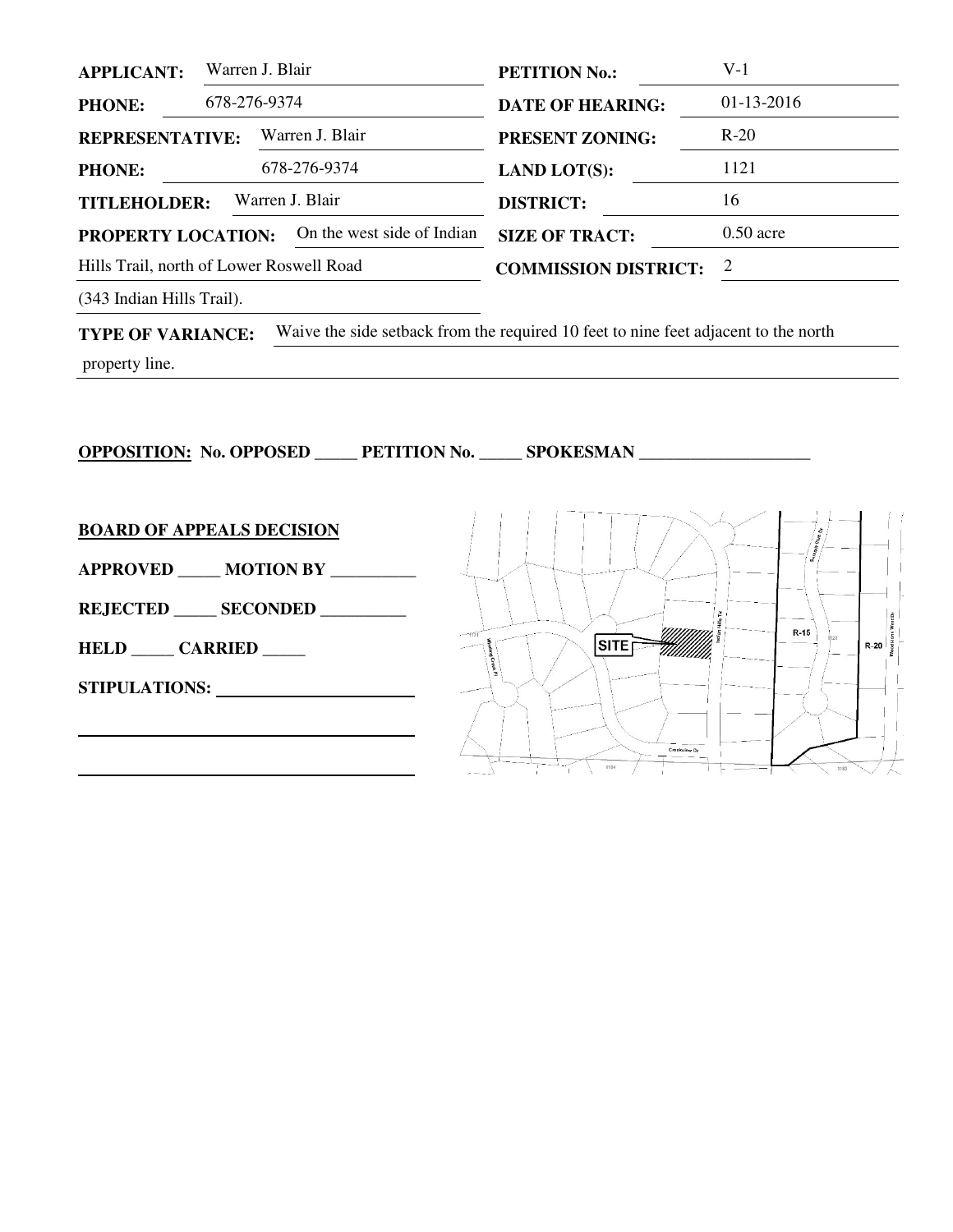| | | | |
|---|---|---|---|
| **APPLICANT:** | Warren J. Blair | **PETITION No.:** | V-1 |
| **PHONE:** | 678-276-9374 | **DATE OF HEARING:** | 01-13-2016 |
| **REPRESENTATIVE:** | Warren J. Blair | **PRESENT ZONING:** | R-20 |
| **PHONE:** | 678-276-9374 | **LAND LOT(S):** | 1121 |
| **TITLEHOLDER:** | Warren J. Blair | **DISTRICT:** | 16 |
| **PROPERTY LOCATION:** | On the west side of Indian Hills Trail, north of Lower Roswell Road (343 Indian Hills Trail). | **SIZE OF TRACT:** | 0.50 acre |
| | | **COMMISSION DISTRICT:** | 2 |

**TYPE OF VARIANCE:** Waive the side setback from the required 10 feet to nine feet adjacent to the north property line.

**OPPOSITION: No. OPPOSED _____ PETITION No. _____ SPOKESMAN ____________________**

**BOARD OF APPEALS DECISION**

**APPROVED _____ MOTION BY __________**

**REJECTED _____ SECONDED __________**

**HELD _____ CARRIED _____**

**STIPULATIONS:** ______________________

______________________________________

______________________________________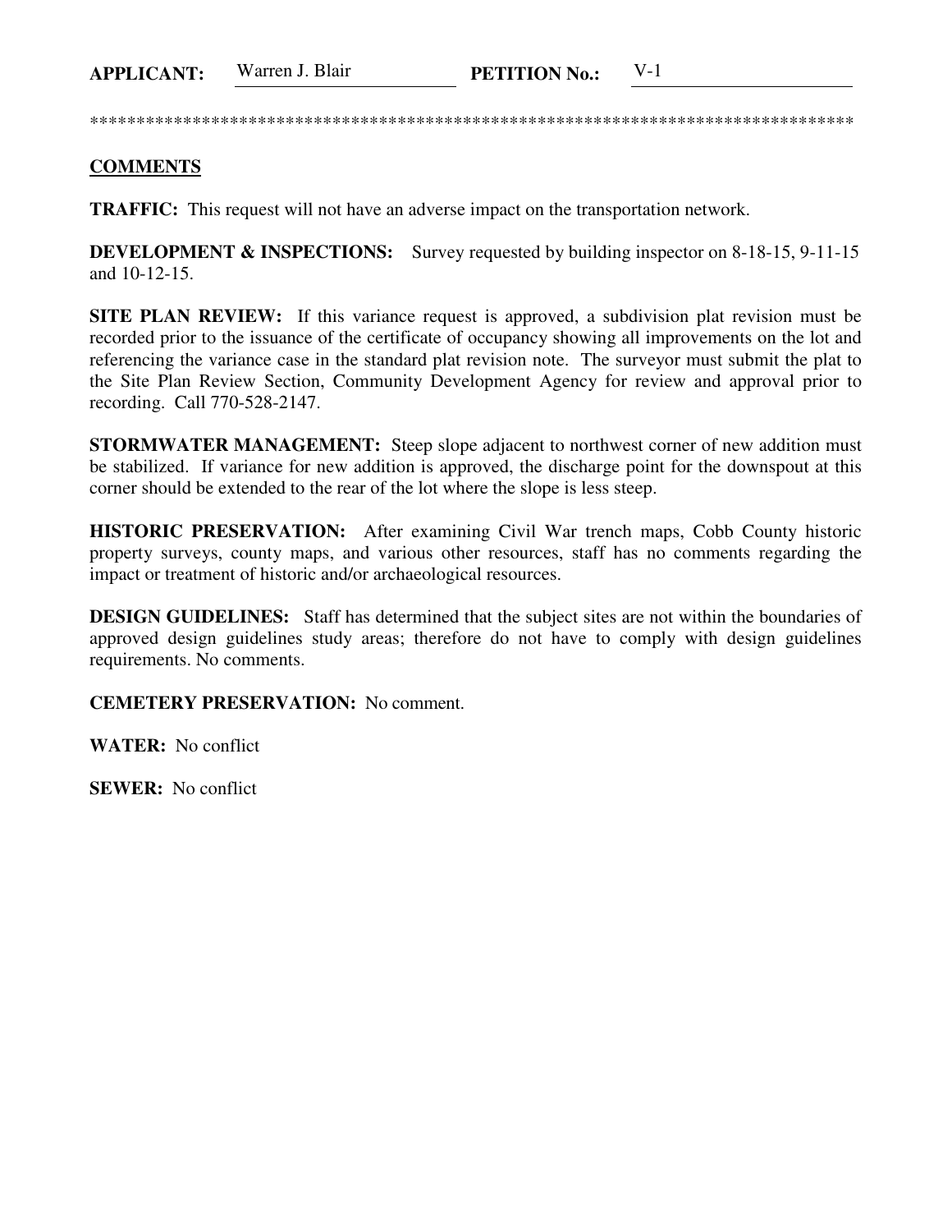**APPLICANT:** Warren J. Blair **PETITION No.:** V-1

***************************************************************************************

**COMMENTS**

**TRAFFIC:** This request will not have an adverse impact on the transportation network.

**DEVELOPMENT & INSPECTIONS:** Survey requested by building inspector on 8-18-15, 9-11-15 and 10-12-15.

**SITE PLAN REVIEW:** If this variance request is approved, a subdivision plat revision must be recorded prior to the issuance of the certificate of occupancy showing all improvements on the lot and referencing the variance case in the standard plat revision note. The surveyor must submit the plat to the Site Plan Review Section, Community Development Agency for review and approval prior to recording. Call 770-528-2147.

**STORMWATER MANAGEMENT:** Steep slope adjacent to northwest corner of new addition must be stabilized. If variance for new addition is approved, the discharge point for the downspout at this corner should be extended to the rear of the lot where the slope is less steep.

**HISTORIC PRESERVATION:** After examining Civil War trench maps, Cobb County historic property surveys, county maps, and various other resources, staff has no comments regarding the impact or treatment of historic and/or archaeological resources.

**DESIGN GUIDELINES:** Staff has determined that the subject sites are not within the boundaries of approved design guidelines study areas; therefore do not have to comply with design guidelines requirements. No comments.

**CEMETERY PRESERVATION:** No comment.

**WATER:** No conflict

**SEWER:** No conflict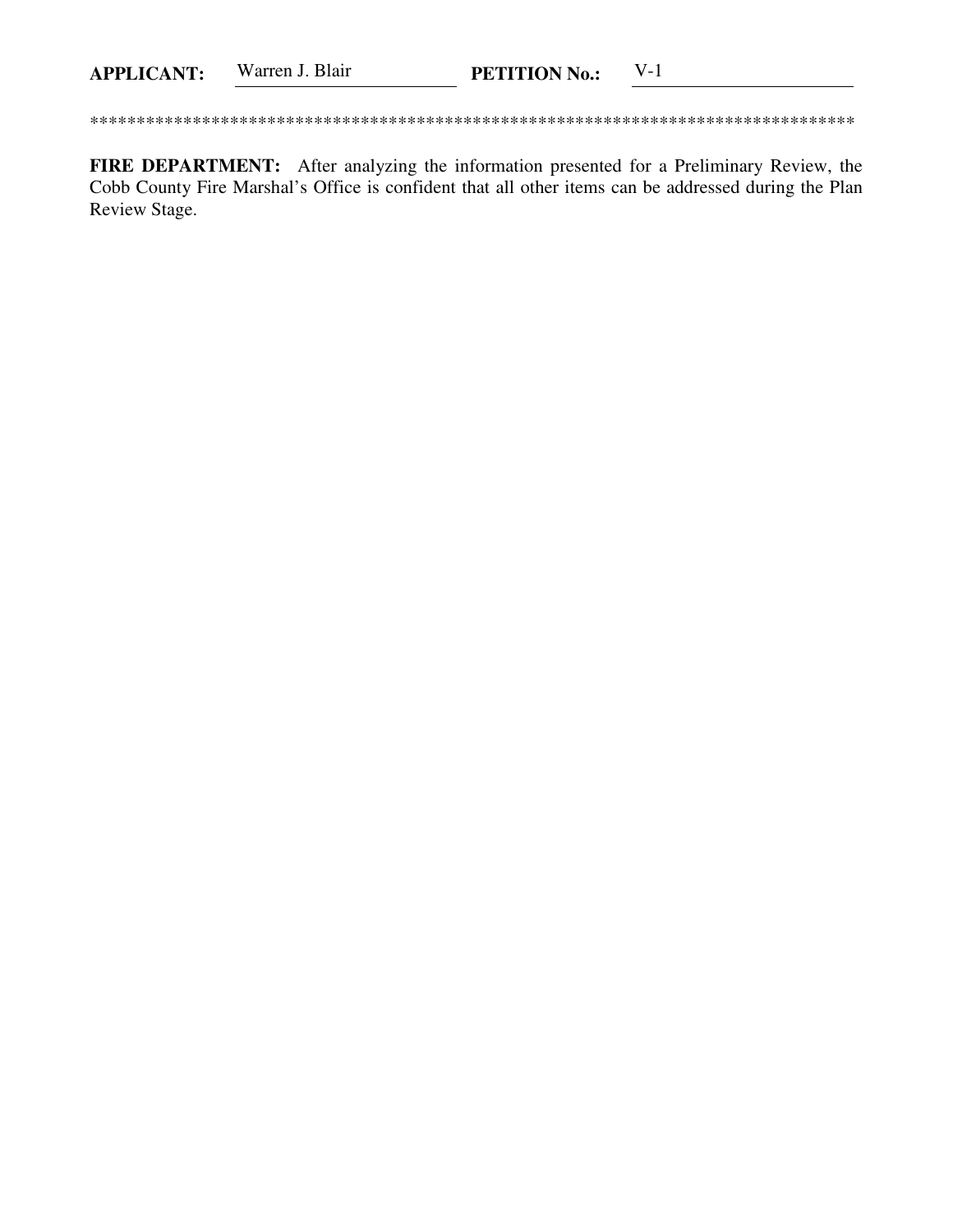**APPLICANT:** Warren J. Blair **PETITION No.:** V-1

**************************************************************************************

**FIRE DEPARTMENT:** After analyzing the information presented for a Preliminary Review, the Cobb County Fire Marshal's Office is confident that all other items can be addressed during the Plan Review Stage.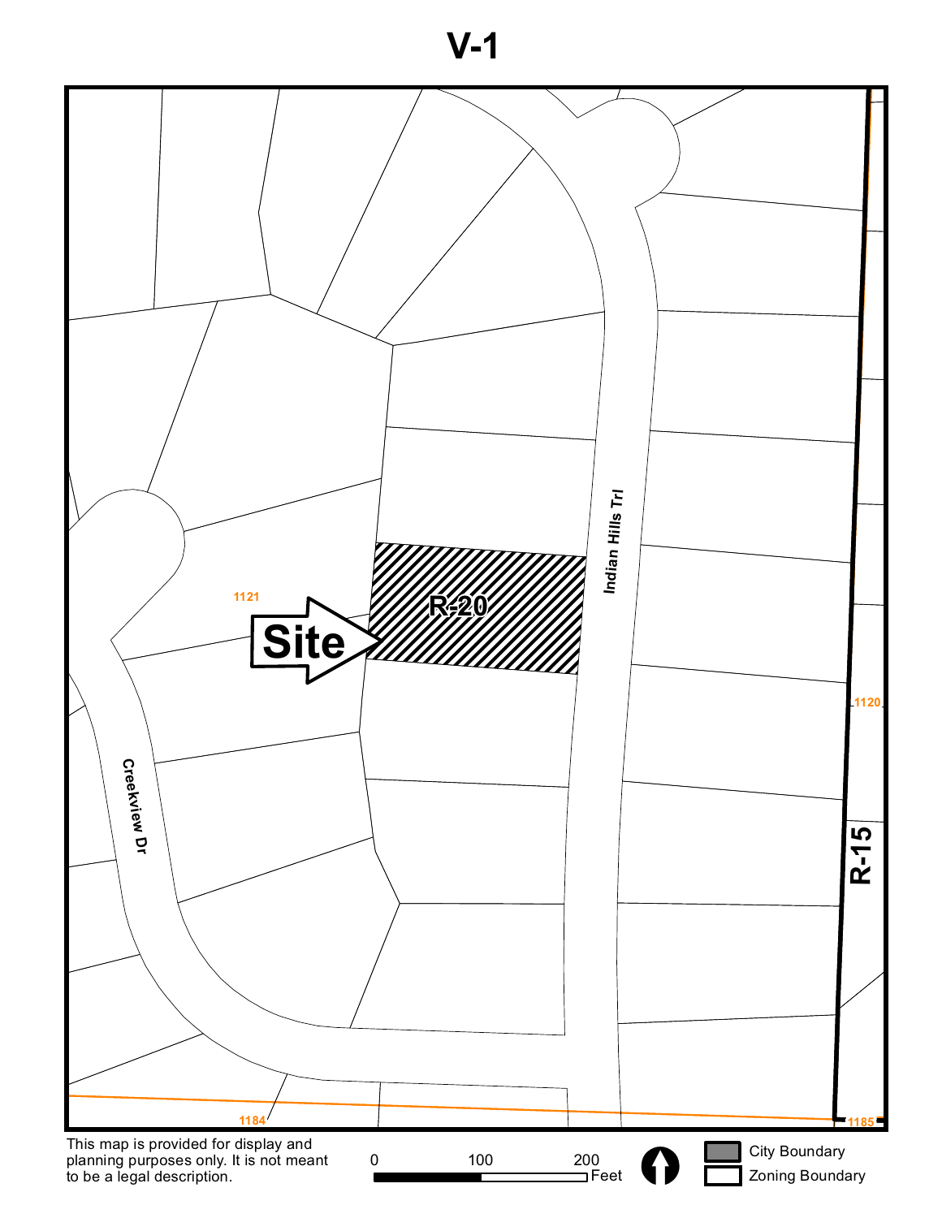# V-1

Site

R-20

R-15

Indian Hills Trl

Creekview Dr

1121

1120

1184

1185

This map is provided for display and planning purposes only. It is not meant to be a legal description.

0 100 200 Feet

City Boundary

Zoning Boundary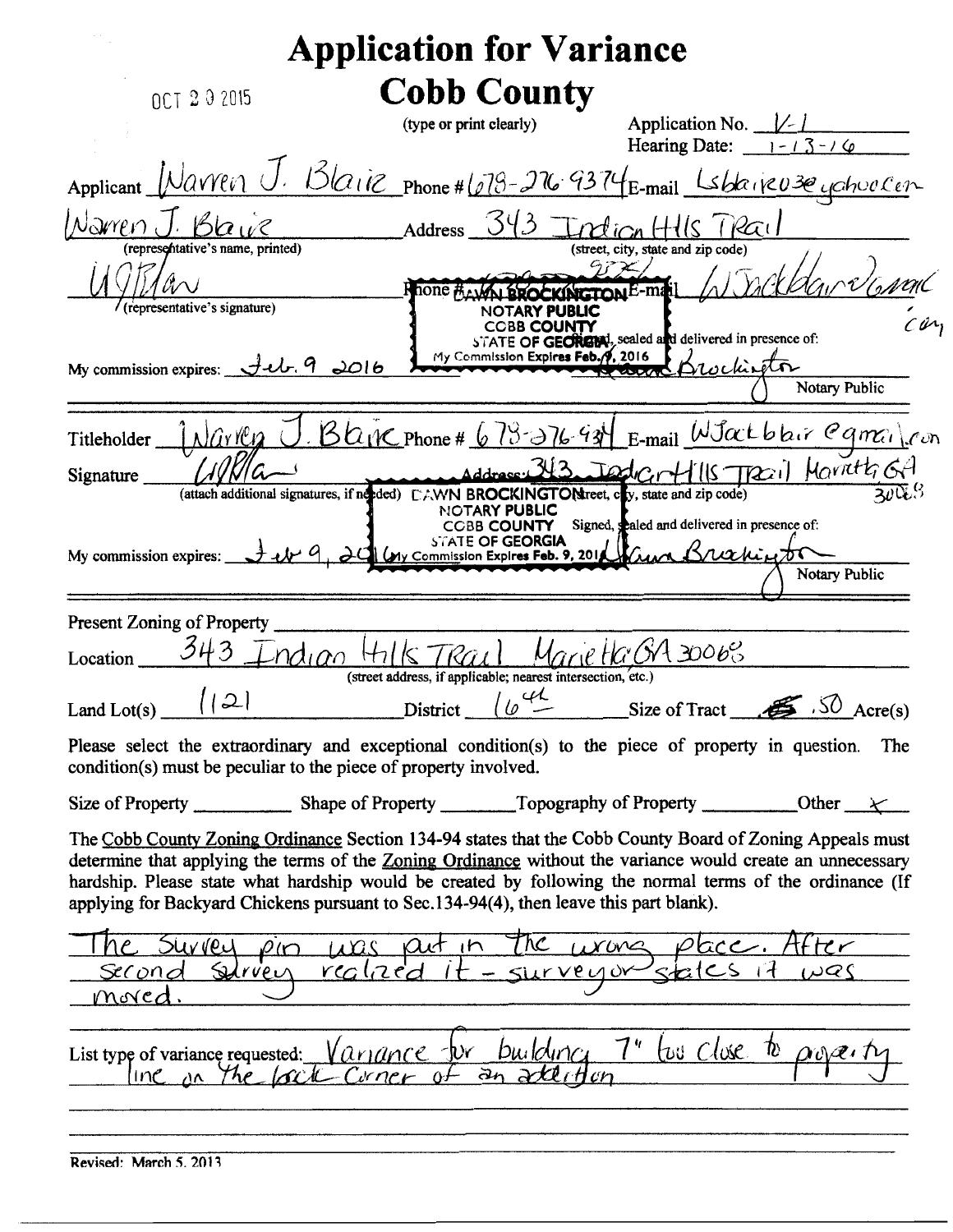# Application for Variance

# Cobb County

OCT 2 0 2015

(type or print clearly)

Application No. V-1

Hearing Date: 1-13-16

Applicant Warren J. Blair Phone # 678-276-9374 E-mail Lsblair03@yahoo.com

Warren J. Blair Address 343 Indian Hills Trail
(representative's name, printed) (street, city, state and zip code)

(representative's signature) Phone # E-mail WJackblair@gmail.com

DAWN BROCKINGTON
NOTARY PUBLIC
COBB COUNTY
STATE OF GEORGIA
My Commission Expires Feb. 9, 2016

Signed, sealed and delivered in presence of:

My commission expires: Feb. 9 2016

Notary Public

Titleholder Warren J. Blair Phone # 678-276-9374 E-mail WJackblair@gmail.com

Signature Address: 343 Indian Hills Trail Marietta GA 30068
(attach additional signatures, if needed) (street, city, state and zip code)

DAWN BROCKINGTON
NOTARY PUBLIC
COBB COUNTY
STATE OF GEORGIA
My Commission Expires Feb. 9, 2016

Signed, sealed and delivered in presence of:

My commission expires: Feb 9, 2016

Notary Public

Present Zoning of Property

Location 343 Indian Hills Trail Marietta GA 30068
(street address, if applicable; nearest intersection, etc.)

Land Lot(s) 1121 District 16th Size of Tract .50 Acre(s)

Please select the extraordinary and exceptional condition(s) to the piece of property in question. The condition(s) must be peculiar to the piece of property involved.

Size of Property ______ Shape of Property ______ Topography of Property ______ Other X

The Cobb County Zoning Ordinance Section 134-94 states that the Cobb County Board of Zoning Appeals must determine that applying the terms of the Zoning Ordinance without the variance would create an unnecessary hardship. Please state what hardship would be created by following the normal terms of the ordinance (If applying for Backyard Chickens pursuant to Sec.134-94(4), then leave this part blank).

The Survey pin was put in the wrong place. After second survey realized it - surveyor states it was moved.

List type of variance requested: Variance for building 7" too close to property line on the back corner of an addition

Revised: March 5, 2013